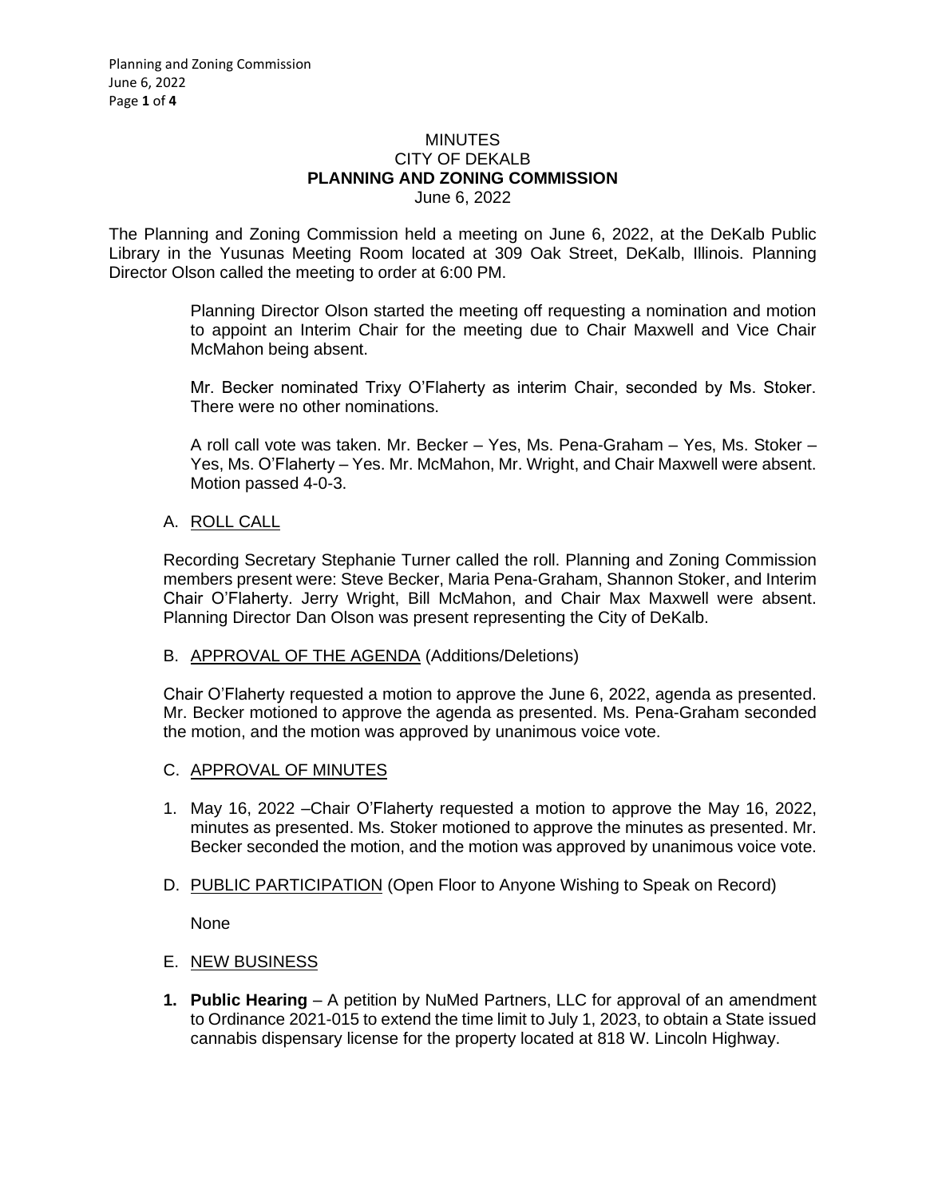# MINUTES
## CITY OF DEKALB
## PLANNING AND ZONING COMMISSION
June 6, 2022

The Planning and Zoning Commission held a meeting on June 6, 2022, at the DeKalb Public Library in the Yusunas Meeting Room located at 309 Oak Street, DeKalb, Illinois. Planning Director Olson called the meeting to order at 6:00 PM.

> Planning Director Olson started the meeting off requesting a nomination and motion to appoint an Interim Chair for the meeting due to Chair Maxwell and Vice Chair McMahon being absent.
>
> Mr. Becker nominated Trixy O'Flaherty as interim Chair, seconded by Ms. Stoker. There were no other nominations.
>
> A roll call vote was taken. Mr. Becker – Yes, Ms. Pena-Graham – Yes, Ms. Stoker – Yes, Ms. O'Flaherty – Yes. Mr. McMahon, Mr. Wright, and Chair Maxwell were absent. Motion passed 4-0-3.

A. ROLL CALL

Recording Secretary Stephanie Turner called the roll. Planning and Zoning Commission members present were: Steve Becker, Maria Pena-Graham, Shannon Stoker, and Interim Chair O'Flaherty. Jerry Wright, Bill McMahon, and Chair Max Maxwell were absent. Planning Director Dan Olson was present representing the City of DeKalb.

B. APPROVAL OF THE AGENDA (Additions/Deletions)

Chair O'Flaherty requested a motion to approve the June 6, 2022, agenda as presented. Mr. Becker motioned to approve the agenda as presented. Ms. Pena-Graham seconded the motion, and the motion was approved by unanimous voice vote.

C. APPROVAL OF MINUTES

1. May 16, 2022 –Chair O'Flaherty requested a motion to approve the May 16, 2022, minutes as presented. Ms. Stoker motioned to approve the minutes as presented. Mr. Becker seconded the motion, and the motion was approved by unanimous voice vote.

D. PUBLIC PARTICIPATION (Open Floor to Anyone Wishing to Speak on Record)

None

E. NEW BUSINESS

1. **Public Hearing** – A petition by NuMed Partners, LLC for approval of an amendment to Ordinance 2021-015 to extend the time limit to July 1, 2023, to obtain a State issued cannabis dispensary license for the property located at 818 W. Lincoln Highway.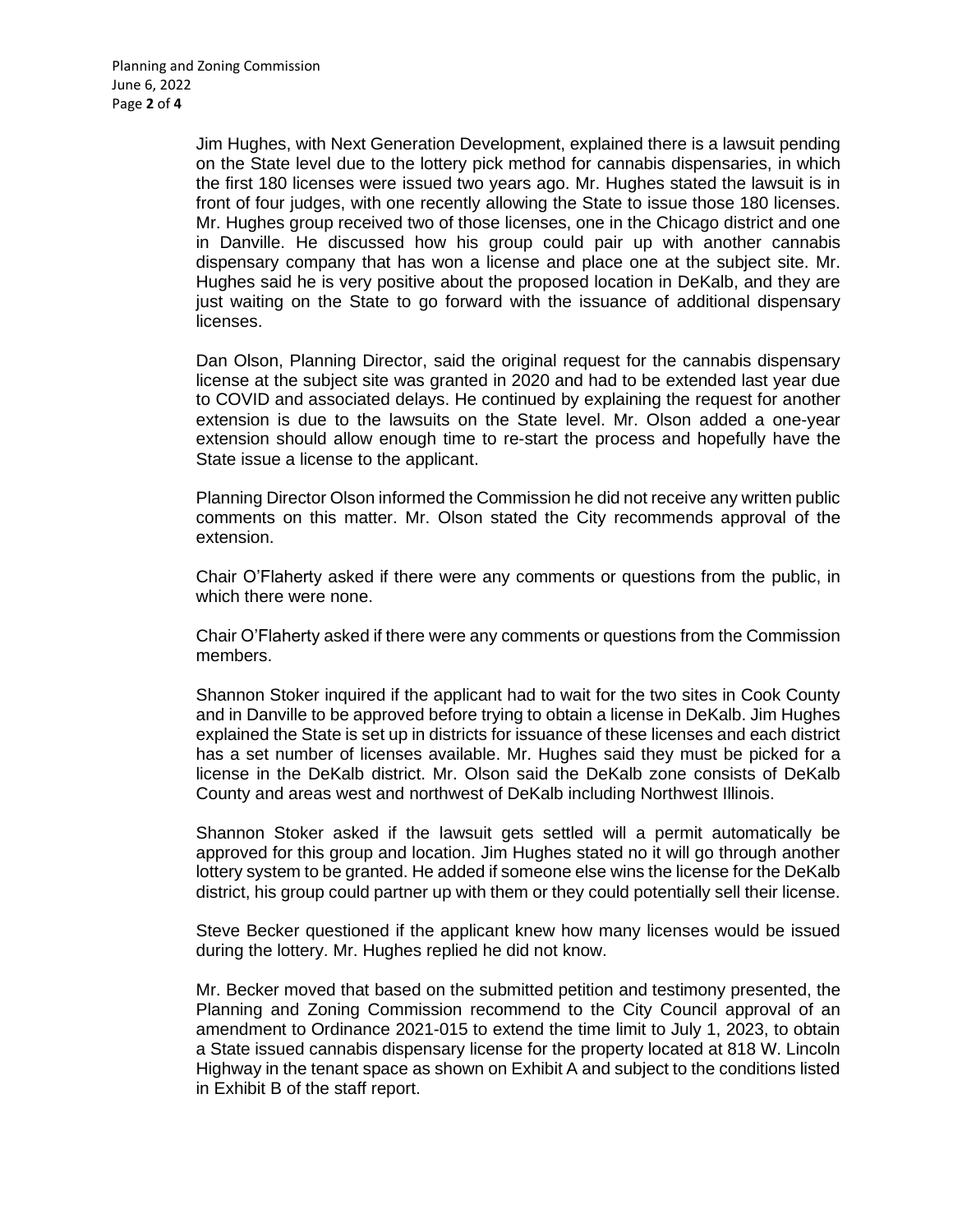Jim Hughes, with Next Generation Development, explained there is a lawsuit pending on the State level due to the lottery pick method for cannabis dispensaries, in which the first 180 licenses were issued two years ago. Mr. Hughes stated the lawsuit is in front of four judges, with one recently allowing the State to issue those 180 licenses. Mr. Hughes group received two of those licenses, one in the Chicago district and one in Danville. He discussed how his group could pair up with another cannabis dispensary company that has won a license and place one at the subject site. Mr. Hughes said he is very positive about the proposed location in DeKalb, and they are just waiting on the State to go forward with the issuance of additional dispensary licenses.

Dan Olson, Planning Director, said the original request for the cannabis dispensary license at the subject site was granted in 2020 and had to be extended last year due to COVID and associated delays. He continued by explaining the request for another extension is due to the lawsuits on the State level. Mr. Olson added a one-year extension should allow enough time to re-start the process and hopefully have the State issue a license to the applicant.

Planning Director Olson informed the Commission he did not receive any written public comments on this matter. Mr. Olson stated the City recommends approval of the extension.

Chair O'Flaherty asked if there were any comments or questions from the public, in which there were none.

Chair O'Flaherty asked if there were any comments or questions from the Commission members.

Shannon Stoker inquired if the applicant had to wait for the two sites in Cook County and in Danville to be approved before trying to obtain a license in DeKalb. Jim Hughes explained the State is set up in districts for issuance of these licenses and each district has a set number of licenses available. Mr. Hughes said they must be picked for a license in the DeKalb district. Mr. Olson said the DeKalb zone consists of DeKalb County and areas west and northwest of DeKalb including Northwest Illinois.

Shannon Stoker asked if the lawsuit gets settled will a permit automatically be approved for this group and location. Jim Hughes stated no it will go through another lottery system to be granted. He added if someone else wins the license for the DeKalb district, his group could partner up with them or they could potentially sell their license.

Steve Becker questioned if the applicant knew how many licenses would be issued during the lottery. Mr. Hughes replied he did not know.

Mr. Becker moved that based on the submitted petition and testimony presented, the Planning and Zoning Commission recommend to the City Council approval of an amendment to Ordinance 2021-015 to extend the time limit to July 1, 2023, to obtain a State issued cannabis dispensary license for the property located at 818 W. Lincoln Highway in the tenant space as shown on Exhibit A and subject to the conditions listed in Exhibit B of the staff report.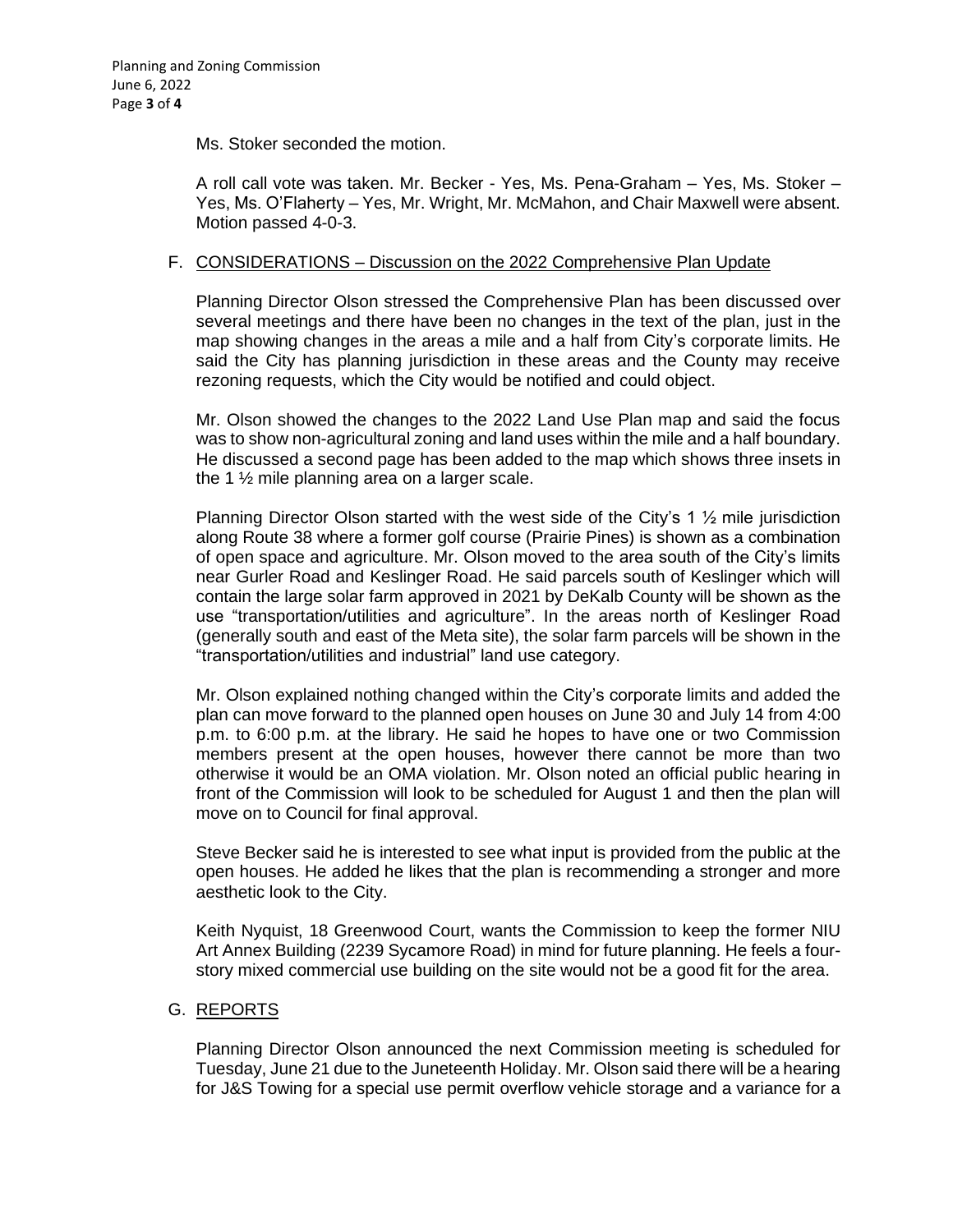Ms. Stoker seconded the motion.

A roll call vote was taken. Mr. Becker - Yes, Ms. Pena-Graham – Yes, Ms. Stoker – Yes, Ms. O'Flaherty – Yes, Mr. Wright, Mr. McMahon, and Chair Maxwell were absent. Motion passed 4-0-3.

F. <u>CONSIDERATIONS – Discussion on the 2022 Comprehensive Plan Update</u>

Planning Director Olson stressed the Comprehensive Plan has been discussed over several meetings and there have been no changes in the text of the plan, just in the map showing changes in the areas a mile and a half from City's corporate limits. He said the City has planning jurisdiction in these areas and the County may receive rezoning requests, which the City would be notified and could object.

Mr. Olson showed the changes to the 2022 Land Use Plan map and said the focus was to show non-agricultural zoning and land uses within the mile and a half boundary. He discussed a second page has been added to the map which shows three insets in the 1 ½ mile planning area on a larger scale.

Planning Director Olson started with the west side of the City's 1 ½ mile jurisdiction along Route 38 where a former golf course (Prairie Pines) is shown as a combination of open space and agriculture. Mr. Olson moved to the area south of the City's limits near Gurler Road and Keslinger Road. He said parcels south of Keslinger which will contain the large solar farm approved in 2021 by DeKalb County will be shown as the use "transportation/utilities and agriculture". In the areas north of Keslinger Road (generally south and east of the Meta site), the solar farm parcels will be shown in the "transportation/utilities and industrial" land use category.

Mr. Olson explained nothing changed within the City's corporate limits and added the plan can move forward to the planned open houses on June 30 and July 14 from 4:00 p.m. to 6:00 p.m. at the library. He said he hopes to have one or two Commission members present at the open houses, however there cannot be more than two otherwise it would be an OMA violation. Mr. Olson noted an official public hearing in front of the Commission will look to be scheduled for August 1 and then the plan will move on to Council for final approval.

Steve Becker said he is interested to see what input is provided from the public at the open houses. He added he likes that the plan is recommending a stronger and more aesthetic look to the City.

Keith Nyquist, 18 Greenwood Court, wants the Commission to keep the former NIU Art Annex Building (2239 Sycamore Road) in mind for future planning. He feels a four-story mixed commercial use building on the site would not be a good fit for the area.

G. <u>REPORTS</u>

Planning Director Olson announced the next Commission meeting is scheduled for Tuesday, June 21 due to the Juneteenth Holiday. Mr. Olson said there will be a hearing for J&S Towing for a special use permit overflow vehicle storage and a variance for a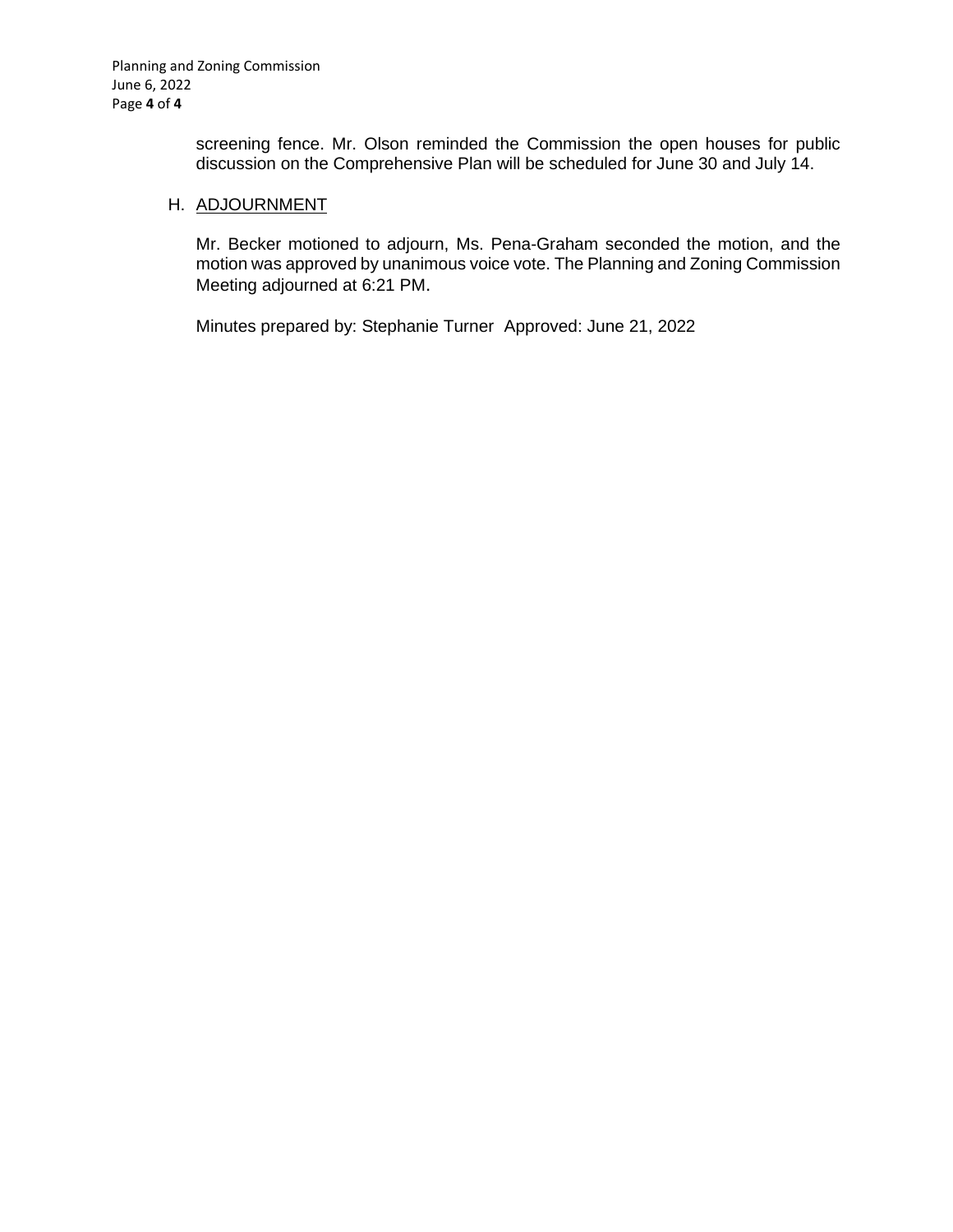screening fence. Mr. Olson reminded the Commission the open houses for public discussion on the Comprehensive Plan will be scheduled for June 30 and July 14.

## H. ADJOURNMENT

Mr. Becker motioned to adjourn, Ms. Pena-Graham seconded the motion, and the motion was approved by unanimous voice vote. The Planning and Zoning Commission Meeting adjourned at 6:21 PM.

Minutes prepared by: Stephanie Turner  Approved: June 21, 2022